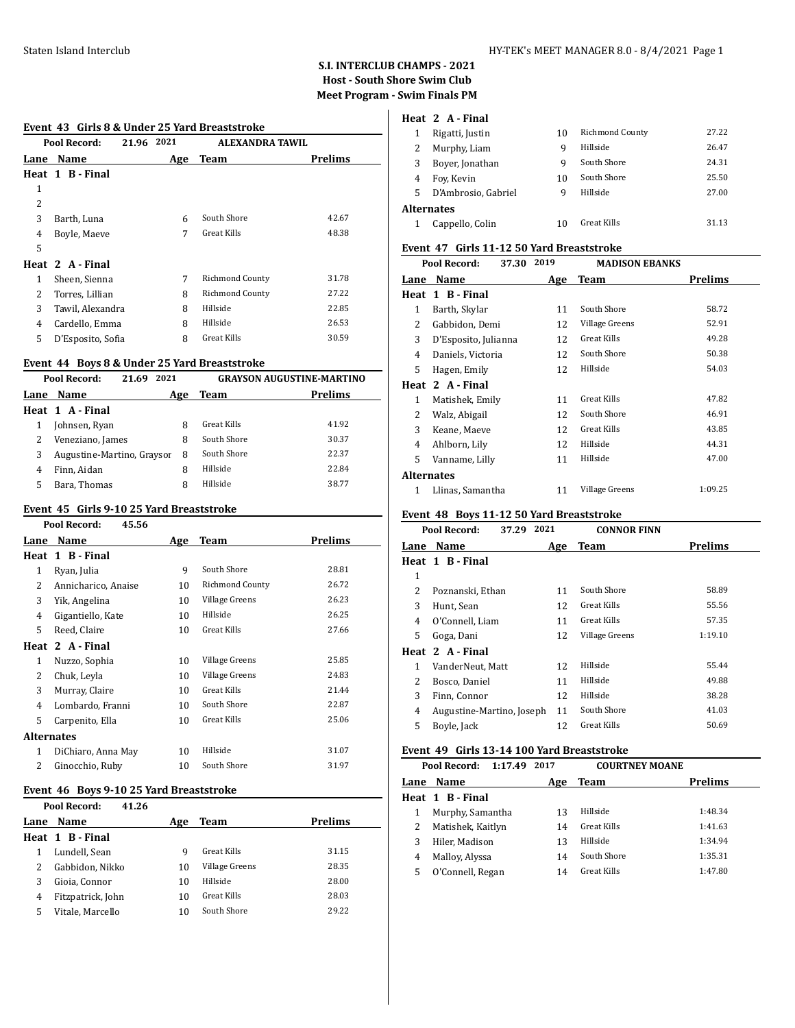# S.I. INTERCLUB CHAMPS - 2021

**Host - South Shore Swim Club**

**Meet Program - Swim Finals PM**

### Event 43 Girls 8 & Under 25 Yard Breaststroke

Pool Record: 21.96 2021 ALEXANDRA TAWIL

| Lane | Name | Age | Team | Prelims |
|---|---|---|---|---|
| **Heat 1 B - Final** | | | | |
| 1 | | | | |
| 2 | | | | |
| 3 | Barth, Luna | 6 | South Shore | 42.67 |
| 4 | Boyle, Maeve | 7 | Great Kills | 48.38 |
| 5 | | | | |
| **Heat 2 A - Final** | | | | |
| 1 | Sheen, Sienna | 7 | Richmond County | 31.78 |
| 2 | Torres, Lillian | 8 | Richmond County | 27.22 |
| 3 | Tawil, Alexandra | 8 | Hillside | 22.85 |
| 4 | Cardello, Emma | 8 | Hillside | 26.53 |
| 5 | D'Esposito, Sofia | 8 | Great Kills | 30.59 |

### Event 44 Boys 8 & Under 25 Yard Breaststroke

Pool Record: 21.69 2021 GRAYSON AUGUSTINE-MARTINO

| Lane | Name | Age | Team | Prelims |
|---|---|---|---|---|
| **Heat 1 A - Final** | | | | |
| 1 | Johnsen, Ryan | 8 | Great Kills | 41.92 |
| 2 | Veneziano, James | 8 | South Shore | 30.37 |
| 3 | Augustine-Martino, Graysor | 8 | South Shore | 22.37 |
| 4 | Finn, Aidan | 8 | Hillside | 22.84 |
| 5 | Bara, Thomas | 8 | Hillside | 38.77 |

### Event 45 Girls 9-10 25 Yard Breaststroke

Pool Record: 45.56

| Lane | Name | Age | Team | Prelims |
|---|---|---|---|---|
| **Heat 1 B - Final** | | | | |
| 1 | Ryan, Julia | 9 | South Shore | 28.81 |
| 2 | Annicharico, Anaise | 10 | Richmond County | 26.72 |
| 3 | Yik, Angelina | 10 | Village Greens | 26.23 |
| 4 | Gigantiello, Kate | 10 | Hillside | 26.25 |
| 5 | Reed, Claire | 10 | Great Kills | 27.66 |
| **Heat 2 A - Final** | | | | |
| 1 | Nuzzo, Sophia | 10 | Village Greens | 25.85 |
| 2 | Chuk, Leyla | 10 | Village Greens | 24.83 |
| 3 | Murray, Claire | 10 | Great Kills | 21.44 |
| 4 | Lombardo, Franni | 10 | South Shore | 22.87 |
| 5 | Carpenito, Ella | 10 | Great Kills | 25.06 |
| **Alternates** | | | | |
| 1 | DiChiaro, Anna May | 10 | Hillside | 31.07 |
| 2 | Ginocchio, Ruby | 10 | South Shore | 31.97 |

### Event 46 Boys 9-10 25 Yard Breaststroke

Pool Record: 41.26

| Lane | Name | Age | Team | Prelims |
|---|---|---|---|---|
| **Heat 1 B - Final** | | | | |
| 1 | Lundell, Sean | 9 | Great Kills | 31.15 |
| 2 | Gabbidon, Nikko | 10 | Village Greens | 28.35 |
| 3 | Gioia, Connor | 10 | Hillside | 28.00 |
| 4 | Fitzpatrick, John | 10 | Great Kills | 28.03 |
| 5 | Vitale, Marcello | 10 | South Shore | 29.22 |
| **Heat 2 A - Final** | | | | |
| 1 | Rigatti, Justin | 10 | Richmond County | 27.22 |
| 2 | Murphy, Liam | 9 | Hillside | 26.47 |
| 3 | Boyer, Jonathan | 9 | South Shore | 24.31 |
| 4 | Foy, Kevin | 10 | South Shore | 25.50 |
| 5 | D'Ambrosio, Gabriel | 9 | Hillside | 27.00 |
| **Alternates** | | | | |
| 1 | Cappello, Colin | 10 | Great Kills | 31.13 |

### Event 47 Girls 11-12 50 Yard Breaststroke

Pool Record: 37.30 2019 MADISON EBANKS

| Lane | Name | Age | Team | Prelims |
|---|---|---|---|---|
| **Heat 1 B - Final** | | | | |
| 1 | Barth, Skylar | 11 | South Shore | 58.72 |
| 2 | Gabbidon, Demi | 12 | Village Greens | 52.91 |
| 3 | D'Esposito, Julianna | 12 | Great Kills | 49.28 |
| 4 | Daniels, Victoria | 12 | South Shore | 50.38 |
| 5 | Hagen, Emily | 12 | Hillside | 54.03 |
| **Heat 2 A - Final** | | | | |
| 1 | Matishek, Emily | 11 | Great Kills | 47.82 |
| 2 | Walz, Abigail | 12 | South Shore | 46.91 |
| 3 | Keane, Maeve | 12 | Great Kills | 43.85 |
| 4 | Ahlborn, Lily | 12 | Hillside | 44.31 |
| 5 | Vanname, Lilly | 11 | Hillside | 47.00 |
| **Alternates** | | | | |
| 1 | Llinas, Samantha | 11 | Village Greens | 1:09.25 |

### Event 48 Boys 11-12 50 Yard Breaststroke

Pool Record: 37.29 2021 CONNOR FINN

| Lane | Name | Age | Team | Prelims |
|---|---|---|---|---|
| **Heat 1 B - Final** | | | | |
| 1 | | | | |
| 2 | Poznanski, Ethan | 11 | South Shore | 58.89 |
| 3 | Hunt, Sean | 12 | Great Kills | 55.56 |
| 4 | O'Connell, Liam | 11 | Great Kills | 57.35 |
| 5 | Goga, Dani | 12 | Village Greens | 1:19.10 |
| **Heat 2 A - Final** | | | | |
| 1 | VanderNeut, Matt | 12 | Hillside | 55.44 |
| 2 | Bosco, Daniel | 11 | Hillside | 49.88 |
| 3 | Finn, Connor | 12 | Hillside | 38.28 |
| 4 | Augustine-Martino, Joseph | 11 | South Shore | 41.03 |
| 5 | Boyle, Jack | 12 | Great Kills | 50.69 |

### Event 49 Girls 13-14 100 Yard Breaststroke

Pool Record: 1:17.49 2017 COURTNEY MOANE

| Lane | Name | Age | Team | Prelims |
|---|---|---|---|---|
| **Heat 1 B - Final** | | | | |
| 1 | Murphy, Samantha | 13 | Hillside | 1:48.34 |
| 2 | Matishek, Kaitlyn | 14 | Great Kills | 1:41.63 |
| 3 | Hiler, Madison | 13 | Hillside | 1:34.94 |
| 4 | Malloy, Alyssa | 14 | South Shore | 1:35.31 |
| 5 | O'Connell, Regan | 14 | Great Kills | 1:47.80 |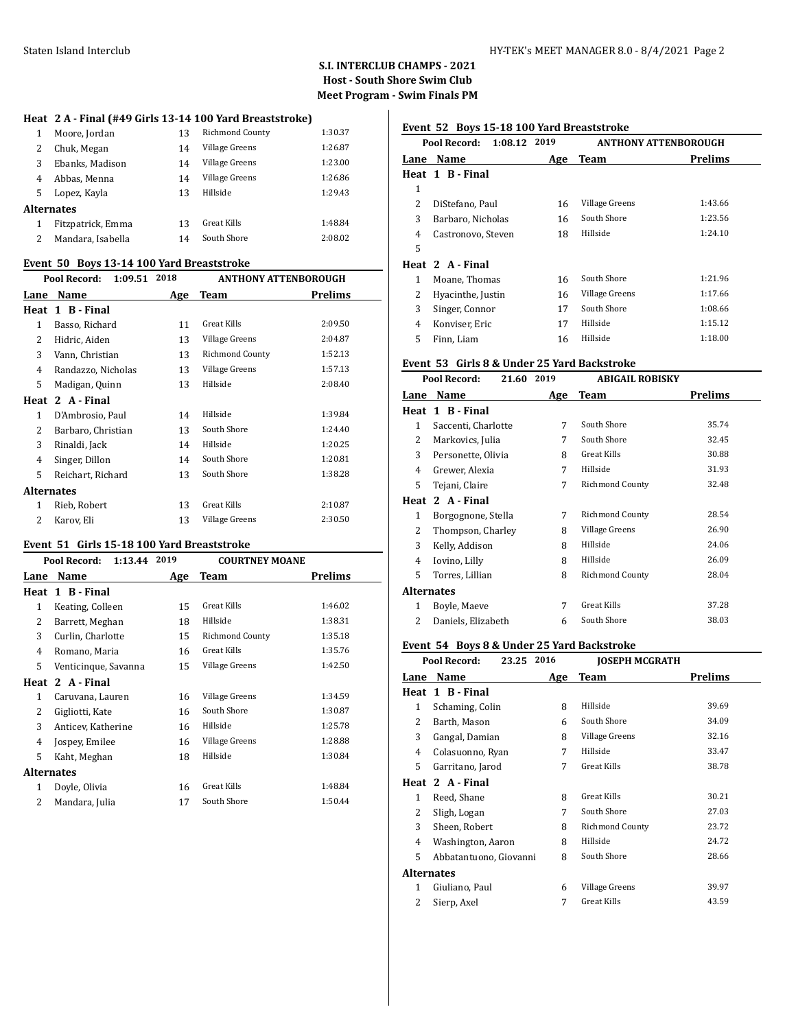## S.I. INTERCLUB CHAMPS - 2021
### Host - South Shore Swim Club
### Meet Program - Swim Finals PM

**Heat 2 A - Final (#49 Girls 13-14 100 Yard Breaststroke)**

| Lane | Name | Age | Team | Prelims |
|---|---|---|---|---|
| 1 | Moore, Jordan | 13 | Richmond County | 1:30.37 |
| 2 | Chuk, Megan | 14 | Village Greens | 1:26.87 |
| 3 | Ebanks, Madison | 14 | Village Greens | 1:23.00 |
| 4 | Abbas, Menna | 14 | Village Greens | 1:26.86 |
| 5 | Lopez, Kayla | 13 | Hillside | 1:29.43 |
| **Alternates** | | | | |
| 1 | Fitzpatrick, Emma | 13 | Great Kills | 1:48.84 |
| 2 | Mandara, Isabella | 14 | South Shore | 2:08.02 |

**Event 50 Boys 13-14 100 Yard Breaststroke**

Pool Record: 1:09.51 2018 ANTHONY ATTENBOROUGH

| Lane | Name | Age | Team | Prelims |
|---|---|---|---|---|
| **Heat 1 B - Final** | | | | |
| 1 | Basso, Richard | 11 | Great Kills | 2:09.50 |
| 2 | Hidric, Aiden | 13 | Village Greens | 2:04.87 |
| 3 | Vann, Christian | 13 | Richmond County | 1:52.13 |
| 4 | Randazzo, Nicholas | 13 | Village Greens | 1:57.13 |
| 5 | Madigan, Quinn | 13 | Hillside | 2:08.40 |
| **Heat 2 A - Final** | | | | |
| 1 | D'Ambrosio, Paul | 14 | Hillside | 1:39.84 |
| 2 | Barbaro, Christian | 13 | South Shore | 1:24.40 |
| 3 | Rinaldi, Jack | 14 | Hillside | 1:20.25 |
| 4 | Singer, Dillon | 14 | South Shore | 1:20.81 |
| 5 | Reichart, Richard | 13 | South Shore | 1:38.28 |
| **Alternates** | | | | |
| 1 | Rieb, Robert | 13 | Great Kills | 2:10.87 |
| 2 | Karov, Eli | 13 | Village Greens | 2:30.50 |

**Event 51 Girls 15-18 100 Yard Breaststroke**

Pool Record: 1:13.44 2019 COURTNEY MOANE

| Lane | Name | Age | Team | Prelims |
|---|---|---|---|---|
| **Heat 1 B - Final** | | | | |
| 1 | Keating, Colleen | 15 | Great Kills | 1:46.02 |
| 2 | Barrett, Meghan | 18 | Hillside | 1:38.31 |
| 3 | Curlin, Charlotte | 15 | Richmond County | 1:35.18 |
| 4 | Romano, Maria | 16 | Great Kills | 1:35.76 |
| 5 | Venticinque, Savanna | 15 | Village Greens | 1:42.50 |
| **Heat 2 A - Final** | | | | |
| 1 | Caruvana, Lauren | 16 | Village Greens | 1:34.59 |
| 2 | Gigliotti, Kate | 16 | South Shore | 1:30.87 |
| 3 | Anticev, Katherine | 16 | Hillside | 1:25.78 |
| 4 | Jospey, Emilee | 16 | Village Greens | 1:28.88 |
| 5 | Kaht, Meghan | 18 | Hillside | 1:30.84 |
| **Alternates** | | | | |
| 1 | Doyle, Olivia | 16 | Great Kills | 1:48.84 |
| 2 | Mandara, Julia | 17 | South Shore | 1:50.44 |

**Event 52 Boys 15-18 100 Yard Breaststroke**

Pool Record: 1:08.12 2019 ANTHONY ATTENBOROUGH

| Lane | Name | Age | Team | Prelims |
|---|---|---|---|---|
| **Heat 1 B - Final** | | | | |
| 1 | | | | |
| 2 | DiStefano, Paul | 16 | Village Greens | 1:43.66 |
| 3 | Barbaro, Nicholas | 16 | South Shore | 1:23.56 |
| 4 | Castronovo, Steven | 18 | Hillside | 1:24.10 |
| 5 | | | | |
| **Heat 2 A - Final** | | | | |
| 1 | Moane, Thomas | 16 | South Shore | 1:21.96 |
| 2 | Hyacinthe, Justin | 16 | Village Greens | 1:17.66 |
| 3 | Singer, Connor | 17 | South Shore | 1:08.66 |
| 4 | Konviser, Eric | 17 | Hillside | 1:15.12 |
| 5 | Finn, Liam | 16 | Hillside | 1:18.00 |

**Event 53 Girls 8 & Under 25 Yard Backstroke**

Pool Record: 21.60 2019 ABIGAIL ROBISKY

| Lane | Name | Age | Team | Prelims |
|---|---|---|---|---|
| **Heat 1 B - Final** | | | | |
| 1 | Saccenti, Charlotte | 7 | South Shore | 35.74 |
| 2 | Markovics, Julia | 7 | South Shore | 32.45 |
| 3 | Personette, Olivia | 8 | Great Kills | 30.88 |
| 4 | Grewer, Alexia | 7 | Hillside | 31.93 |
| 5 | Tejani, Claire | 7 | Richmond County | 32.48 |
| **Heat 2 A - Final** | | | | |
| 1 | Borgognone, Stella | 7 | Richmond County | 28.54 |
| 2 | Thompson, Charley | 8 | Village Greens | 26.90 |
| 3 | Kelly, Addison | 8 | Hillside | 24.06 |
| 4 | Iovino, Lilly | 8 | Hillside | 26.09 |
| 5 | Torres, Lillian | 8 | Richmond County | 28.04 |
| **Alternates** | | | | |
| 1 | Boyle, Maeve | 7 | Great Kills | 37.28 |
| 2 | Daniels, Elizabeth | 6 | South Shore | 38.03 |

**Event 54 Boys 8 & Under 25 Yard Backstroke**

Pool Record: 23.25 2016 JOSEPH MCGRATH

| Lane | Name | Age | Team | Prelims |
|---|---|---|---|---|
| **Heat 1 B - Final** | | | | |
| 1 | Schaming, Colin | 8 | Hillside | 39.69 |
| 2 | Barth, Mason | 6 | South Shore | 34.09 |
| 3 | Gangal, Damian | 8 | Village Greens | 32.16 |
| 4 | Colasuonno, Ryan | 7 | Hillside | 33.47 |
| 5 | Garritano, Jarod | 7 | Great Kills | 38.78 |
| **Heat 2 A - Final** | | | | |
| 1 | Reed, Shane | 8 | Great Kills | 30.21 |
| 2 | Sligh, Logan | 7 | South Shore | 27.03 |
| 3 | Sheen, Robert | 8 | Richmond County | 23.72 |
| 4 | Washington, Aaron | 8 | Hillside | 24.72 |
| 5 | Abbatantuono, Giovanni | 8 | South Shore | 28.66 |
| **Alternates** | | | | |
| 1 | Giuliano, Paul | 6 | Village Greens | 39.97 |
| 2 | Sierp, Axel | 7 | Great Kills | 43.59 |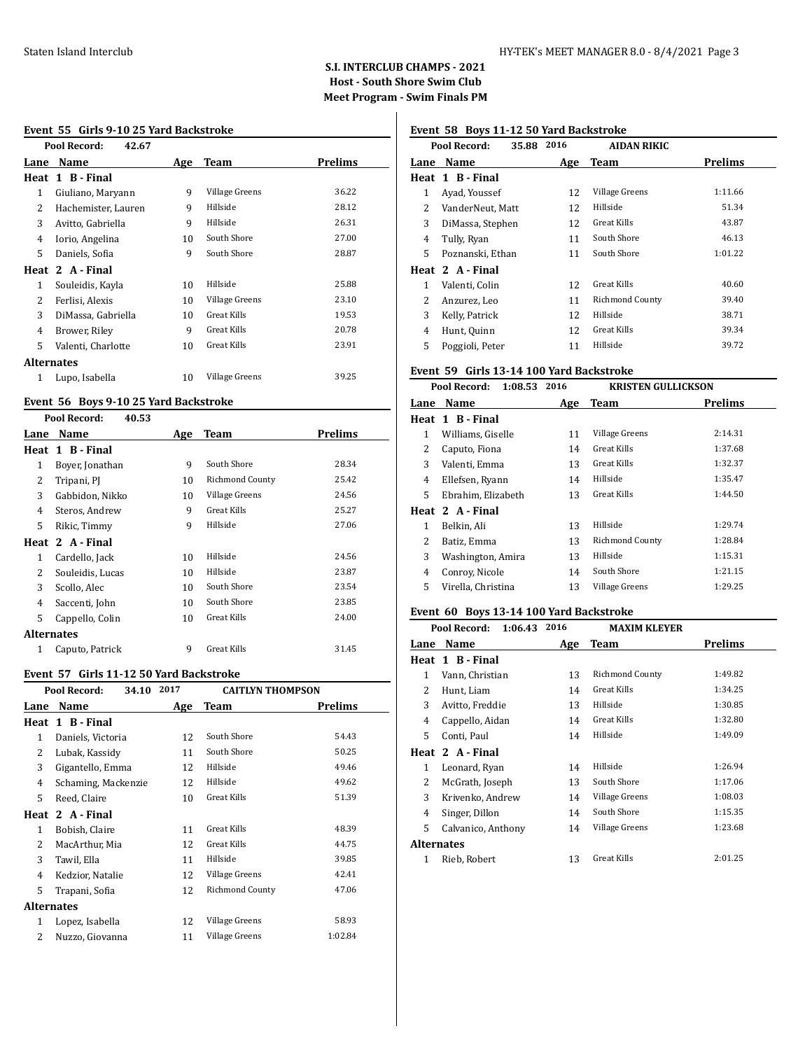# S.I. INTERCLUB CHAMPS - 2021

**Host - South Shore Swim Club**

**Meet Program - Swim Finals PM**

## Event 55 Girls 9-10 25 Yard Backstroke

Pool Record: 42.67

| Lane | Name | Age | Team | Prelims |
|---|---|---|---|---|
| **Heat 1 B - Final** | | | | |
| 1 | Giuliano, Maryann | 9 | Village Greens | 36.22 |
| 2 | Hachemister, Lauren | 9 | Hillside | 28.12 |
| 3 | Avitto, Gabriella | 9 | Hillside | 26.31 |
| 4 | Iorio, Angelina | 10 | South Shore | 27.00 |
| 5 | Daniels, Sofia | 9 | South Shore | 28.87 |
| **Heat 2 A - Final** | | | | |
| 1 | Souleidis, Kayla | 10 | Hillside | 25.88 |
| 2 | Ferlisi, Alexis | 10 | Village Greens | 23.10 |
| 3 | DiMassa, Gabriella | 10 | Great Kills | 19.53 |
| 4 | Brower, Riley | 9 | Great Kills | 20.78 |
| 5 | Valenti, Charlotte | 10 | Great Kills | 23.91 |
| **Alternates** | | | | |
| 1 | Lupo, Isabella | 10 | Village Greens | 39.25 |

## Event 56 Boys 9-10 25 Yard Backstroke

Pool Record: 40.53

| Lane | Name | Age | Team | Prelims |
|---|---|---|---|---|
| **Heat 1 B - Final** | | | | |
| 1 | Boyer, Jonathan | 9 | South Shore | 28.34 |
| 2 | Tripani, PJ | 10 | Richmond County | 25.42 |
| 3 | Gabbidon, Nikko | 10 | Village Greens | 24.56 |
| 4 | Steros, Andrew | 9 | Great Kills | 25.27 |
| 5 | Rikic, Timmy | 9 | Hillside | 27.06 |
| **Heat 2 A - Final** | | | | |
| 1 | Cardello, Jack | 10 | Hillside | 24.56 |
| 2 | Souleidis, Lucas | 10 | Hillside | 23.87 |
| 3 | Scollo, Alec | 10 | South Shore | 23.54 |
| 4 | Saccenti, John | 10 | South Shore | 23.85 |
| 5 | Cappello, Colin | 10 | Great Kills | 24.00 |
| **Alternates** | | | | |
| 1 | Caputo, Patrick | 9 | Great Kills | 31.45 |

## Event 57 Girls 11-12 50 Yard Backstroke

Pool Record: 34.10 2017 CAITLYN THOMPSON

| Lane | Name | Age | Team | Prelims |
|---|---|---|---|---|
| **Heat 1 B - Final** | | | | |
| 1 | Daniels, Victoria | 12 | South Shore | 54.43 |
| 2 | Lubak, Kassidy | 11 | South Shore | 50.25 |
| 3 | Gigantello, Emma | 12 | Hillside | 49.46 |
| 4 | Schaming, Mackenzie | 12 | Hillside | 49.62 |
| 5 | Reed, Claire | 10 | Great Kills | 51.39 |
| **Heat 2 A - Final** | | | | |
| 1 | Bobish, Claire | 11 | Great Kills | 48.39 |
| 2 | MacArthur, Mia | 12 | Great Kills | 44.75 |
| 3 | Tawil, Ella | 11 | Hillside | 39.85 |
| 4 | Kedzior, Natalie | 12 | Village Greens | 42.41 |
| 5 | Trapani, Sofia | 12 | Richmond County | 47.06 |
| **Alternates** | | | | |
| 1 | Lopez, Isabella | 12 | Village Greens | 58.93 |
| 2 | Nuzzo, Giovanna | 11 | Village Greens | 1:02.84 |

## Event 58 Boys 11-12 50 Yard Backstroke

Pool Record: 35.88 2016 AIDAN RIKIC

| Lane | Name | Age | Team | Prelims |
|---|---|---|---|---|
| **Heat 1 B - Final** | | | | |
| 1 | Ayad, Youssef | 12 | Village Greens | 1:11.66 |
| 2 | VanderNeut, Matt | 12 | Hillside | 51.34 |
| 3 | DiMassa, Stephen | 12 | Great Kills | 43.87 |
| 4 | Tully, Ryan | 11 | South Shore | 46.13 |
| 5 | Poznanski, Ethan | 11 | South Shore | 1:01.22 |
| **Heat 2 A - Final** | | | | |
| 1 | Valenti, Colin | 12 | Great Kills | 40.60 |
| 2 | Anzurez, Leo | 11 | Richmond County | 39.40 |
| 3 | Kelly, Patrick | 12 | Hillside | 38.71 |
| 4 | Hunt, Quinn | 12 | Great Kills | 39.34 |
| 5 | Poggioli, Peter | 11 | Hillside | 39.72 |

## Event 59 Girls 13-14 100 Yard Backstroke

Pool Record: 1:08.53 2016 KRISTEN GULLICKSON

| Lane | Name | Age | Team | Prelims |
|---|---|---|---|---|
| **Heat 1 B - Final** | | | | |
| 1 | Williams, Giselle | 11 | Village Greens | 2:14.31 |
| 2 | Caputo, Fiona | 14 | Great Kills | 1:37.68 |
| 3 | Valenti, Emma | 13 | Great Kills | 1:32.37 |
| 4 | Ellefsen, Ryann | 14 | Hillside | 1:35.47 |
| 5 | Ebrahim, Elizabeth | 13 | Great Kills | 1:44.50 |
| **Heat 2 A - Final** | | | | |
| 1 | Belkin, Ali | 13 | Hillside | 1:29.74 |
| 2 | Batiz, Emma | 13 | Richmond County | 1:28.84 |
| 3 | Washington, Amira | 13 | Hillside | 1:15.31 |
| 4 | Conroy, Nicole | 14 | South Shore | 1:21.15 |
| 5 | Virella, Christina | 13 | Village Greens | 1:29.25 |

## Event 60 Boys 13-14 100 Yard Backstroke

Pool Record: 1:06.43 2016 MAXIM KLEYER

| Lane | Name | Age | Team | Prelims |
|---|---|---|---|---|
| **Heat 1 B - Final** | | | | |
| 1 | Vann, Christian | 13 | Richmond County | 1:49.82 |
| 2 | Hunt, Liam | 14 | Great Kills | 1:34.25 |
| 3 | Avitto, Freddie | 13 | Hillside | 1:30.85 |
| 4 | Cappello, Aidan | 14 | Great Kills | 1:32.80 |
| 5 | Conti, Paul | 14 | Hillside | 1:49.09 |
| **Heat 2 A - Final** | | | | |
| 1 | Leonard, Ryan | 14 | Hillside | 1:26.94 |
| 2 | McGrath, Joseph | 13 | South Shore | 1:17.06 |
| 3 | Krivenko, Andrew | 14 | Village Greens | 1:08.03 |
| 4 | Singer, Dillon | 14 | South Shore | 1:15.35 |
| 5 | Calvanico, Anthony | 14 | Village Greens | 1:23.68 |
| **Alternates** | | | | |
| 1 | Rieb, Robert | 13 | Great Kills | 2:01.25 |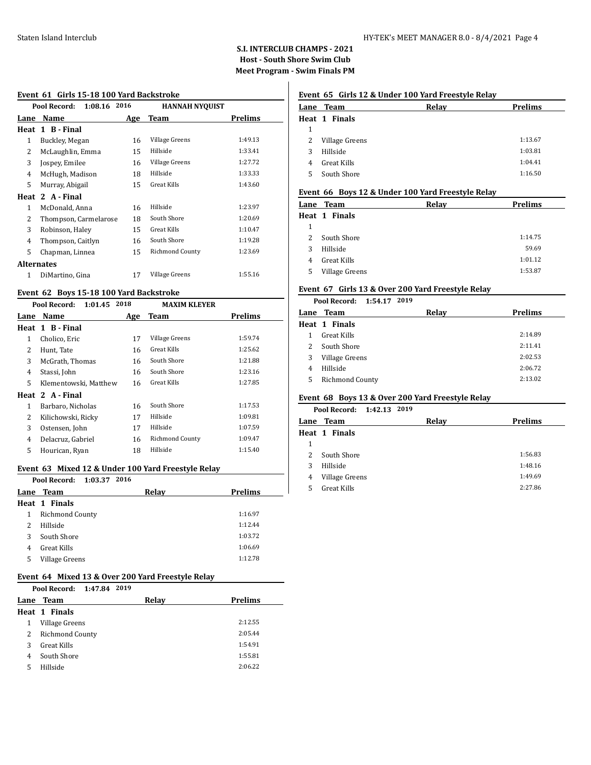# S.I. INTERCLUB CHAMPS - 2021

**Host - South Shore Swim Club**

**Meet Program - Swim Finals PM**

### Event 61 Girls 15-18 100 Yard Backstroke

Pool Record: 1:08.16 2016 HANNAH NYQUIST

| Lane | Name | Age | Team | Prelims |
|---|---|---|---|---|
| **Heat 1 B - Final** | | | | |
| 1 | Buckley, Megan | 16 | Village Greens | 1:49.13 |
| 2 | McLaughlin, Emma | 15 | Hillside | 1:33.41 |
| 3 | Jospey, Emilee | 16 | Village Greens | 1:27.72 |
| 4 | McHugh, Madison | 18 | Hillside | 1:33.33 |
| 5 | Murray, Abigail | 15 | Great Kills | 1:43.60 |
| **Heat 2 A - Final** | | | | |
| 1 | McDonald, Anna | 16 | Hillside | 1:23.97 |
| 2 | Thompson, Carmelarose | 18 | South Shore | 1:20.69 |
| 3 | Robinson, Haley | 15 | Great Kills | 1:10.47 |
| 4 | Thompson, Caitlyn | 16 | South Shore | 1:19.28 |
| 5 | Chapman, Linnea | 15 | Richmond County | 1:23.69 |
| **Alternates** | | | | |
| 1 | DiMartino, Gina | 17 | Village Greens | 1:55.16 |

### Event 62 Boys 15-18 100 Yard Backstroke

Pool Record: 1:01.45 2018 MAXIM KLEYER

| Lane | Name | Age | Team | Prelims |
|---|---|---|---|---|
| **Heat 1 B - Final** | | | | |
| 1 | Cholico, Eric | 17 | Village Greens | 1:59.74 |
| 2 | Hunt, Tate | 16 | Great Kills | 1:25.62 |
| 3 | McGrath, Thomas | 16 | South Shore | 1:21.88 |
| 4 | Stassi, John | 16 | South Shore | 1:23.16 |
| 5 | Klementowski, Matthew | 16 | Great Kills | 1:27.85 |
| **Heat 2 A - Final** | | | | |
| 1 | Barbaro, Nicholas | 16 | South Shore | 1:17.53 |
| 2 | Kilichowski, Ricky | 17 | Hillside | 1:09.81 |
| 3 | Ostensen, John | 17 | Hillside | 1:07.59 |
| 4 | Delacruz, Gabriel | 16 | Richmond County | 1:09.47 |
| 5 | Hourican, Ryan | 18 | Hillside | 1:15.40 |

### Event 63 Mixed 12 & Under 100 Yard Freestyle Relay

Pool Record: 1:03.37 2016

| Lane | Team | Relay | Prelims |
|---|---|---|---|
| **Heat 1 Finals** | | | |
| 1 | Richmond County | | 1:16.97 |
| 2 | Hillside | | 1:12.44 |
| 3 | South Shore | | 1:03.72 |
| 4 | Great Kills | | 1:06.69 |
| 5 | Village Greens | | 1:12.78 |

### Event 64 Mixed 13 & Over 200 Yard Freestyle Relay

Pool Record: 1:47.84 2019

| Lane | Team | Relay | Prelims |
|---|---|---|---|
| **Heat 1 Finals** | | | |
| 1 | Village Greens | | 2:12.55 |
| 2 | Richmond County | | 2:05.44 |
| 3 | Great Kills | | 1:54.91 |
| 4 | South Shore | | 1:55.81 |
| 5 | Hillside | | 2:06.22 |

### Event 65 Girls 12 & Under 100 Yard Freestyle Relay

| Lane | Team | Relay | Prelims |
|---|---|---|---|
| **Heat 1 Finals** | | | |
| 1 | | | |
| 2 | Village Greens | | 1:13.67 |
| 3 | Hillside | | 1:03.81 |
| 4 | Great Kills | | 1:04.41 |
| 5 | South Shore | | 1:16.50 |

### Event 66 Boys 12 & Under 100 Yard Freestyle Relay

| Lane | Team | Relay | Prelims |
|---|---|---|---|
| **Heat 1 Finals** | | | |
| 1 | | | |
| 2 | South Shore | | 1:14.75 |
| 3 | Hillside | | 59.69 |
| 4 | Great Kills | | 1:01.12 |
| 5 | Village Greens | | 1:53.87 |

### Event 67 Girls 13 & Over 200 Yard Freestyle Relay

Pool Record: 1:54.17 2019

| Lane | Team | Relay | Prelims |
|---|---|---|---|
| **Heat 1 Finals** | | | |
| 1 | Great Kills | | 2:14.89 |
| 2 | South Shore | | 2:11.41 |
| 3 | Village Greens | | 2:02.53 |
| 4 | Hillside | | 2:06.72 |
| 5 | Richmond County | | 2:13.02 |

### Event 68 Boys 13 & Over 200 Yard Freestyle Relay

Pool Record: 1:42.13 2019

| Lane | Team | Relay | Prelims |
|---|---|---|---|
| **Heat 1 Finals** | | | |
| 1 | | | |
| 2 | South Shore | | 1:56.83 |
| 3 | Hillside | | 1:48.16 |
| 4 | Village Greens | | 1:49.69 |
| 5 | Great Kills | | 2:27.86 |